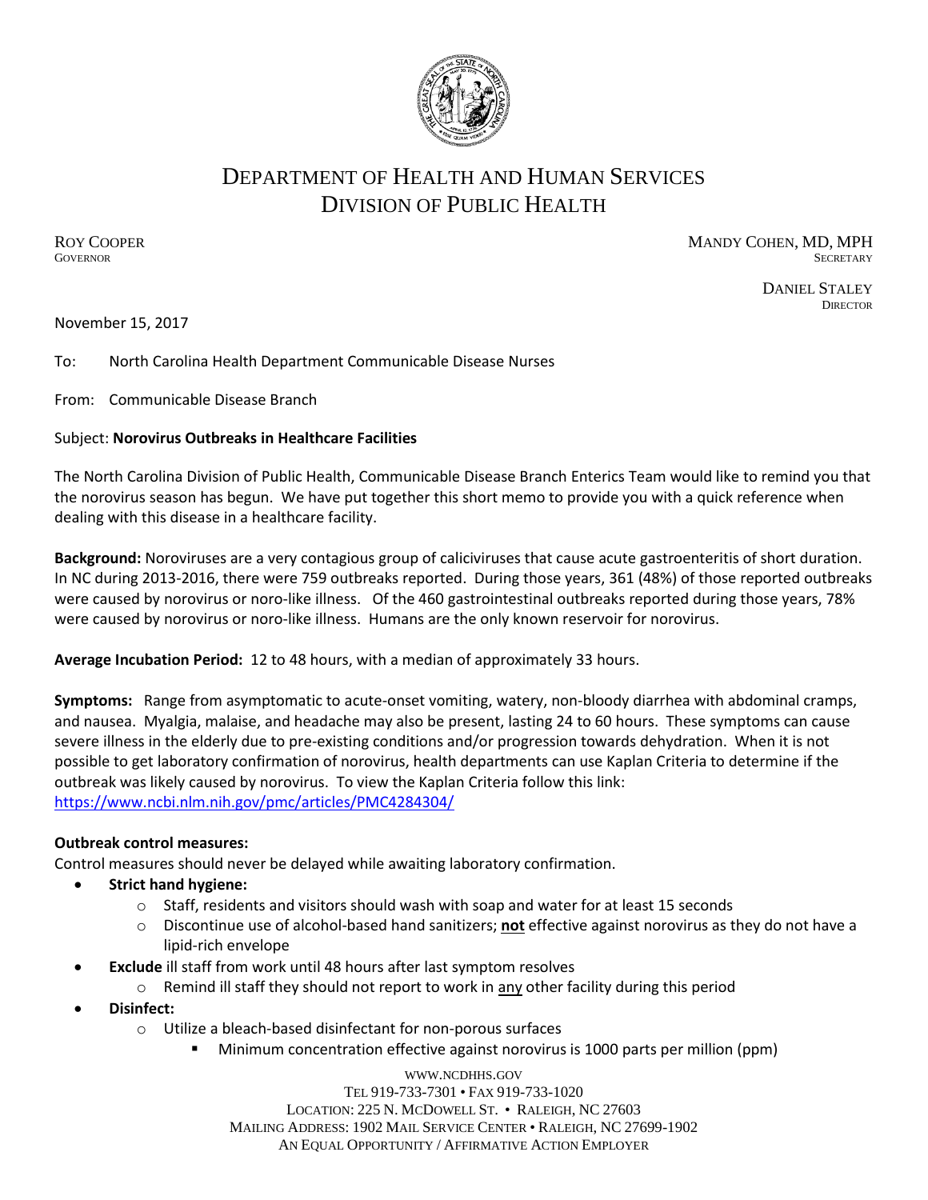# Department of Health and Human Services
## Division of Public Health

ROY COOPER
GOVERNOR

MANDY COHEN, MD, MPH
SECRETARY

DANIEL STALEY
DIRECTOR

November 15, 2017

To: North Carolina Health Department Communicable Disease Nurses

From: Communicable Disease Branch

Subject: **Norovirus Outbreaks in Healthcare Facilities**

The North Carolina Division of Public Health, Communicable Disease Branch Enterics Team would like to remind you that the norovirus season has begun. We have put together this short memo to provide you with a quick reference when dealing with this disease in a healthcare facility.

**Background:** Noroviruses are a very contagious group of caliciviruses that cause acute gastroenteritis of short duration. In NC during 2013-2016, there were 759 outbreaks reported. During those years, 361 (48%) of those reported outbreaks were caused by norovirus or noro-like illness. Of the 460 gastrointestinal outbreaks reported during those years, 78% were caused by norovirus or noro-like illness. Humans are the only known reservoir for norovirus.

**Average Incubation Period:** 12 to 48 hours, with a median of approximately 33 hours.

**Symptoms:** Range from asymptomatic to acute-onset vomiting, watery, non-bloody diarrhea with abdominal cramps, and nausea. Myalgia, malaise, and headache may also be present, lasting 24 to 60 hours. These symptoms can cause severe illness in the elderly due to pre-existing conditions and/or progression towards dehydration. When it is not possible to get laboratory confirmation of norovirus, health departments can use Kaplan Criteria to determine if the outbreak was likely caused by norovirus. To view the Kaplan Criteria follow this link: https://www.ncbi.nlm.nih.gov/pmc/articles/PMC4284304/

**Outbreak control measures:**

Control measures should never be delayed while awaiting laboratory confirmation.

- **Strict hand hygiene:**
  - Staff, residents and visitors should wash with soap and water for at least 15 seconds
  - Discontinue use of alcohol-based hand sanitizers; **not** effective against norovirus as they do not have a lipid-rich envelope
- **Exclude** ill staff from work until 48 hours after last symptom resolves
  - Remind ill staff they should not report to work in any other facility during this period
- **Disinfect:**
  - Utilize a bleach-based disinfectant for non-porous surfaces
    - Minimum concentration effective against norovirus is 1000 parts per million (ppm)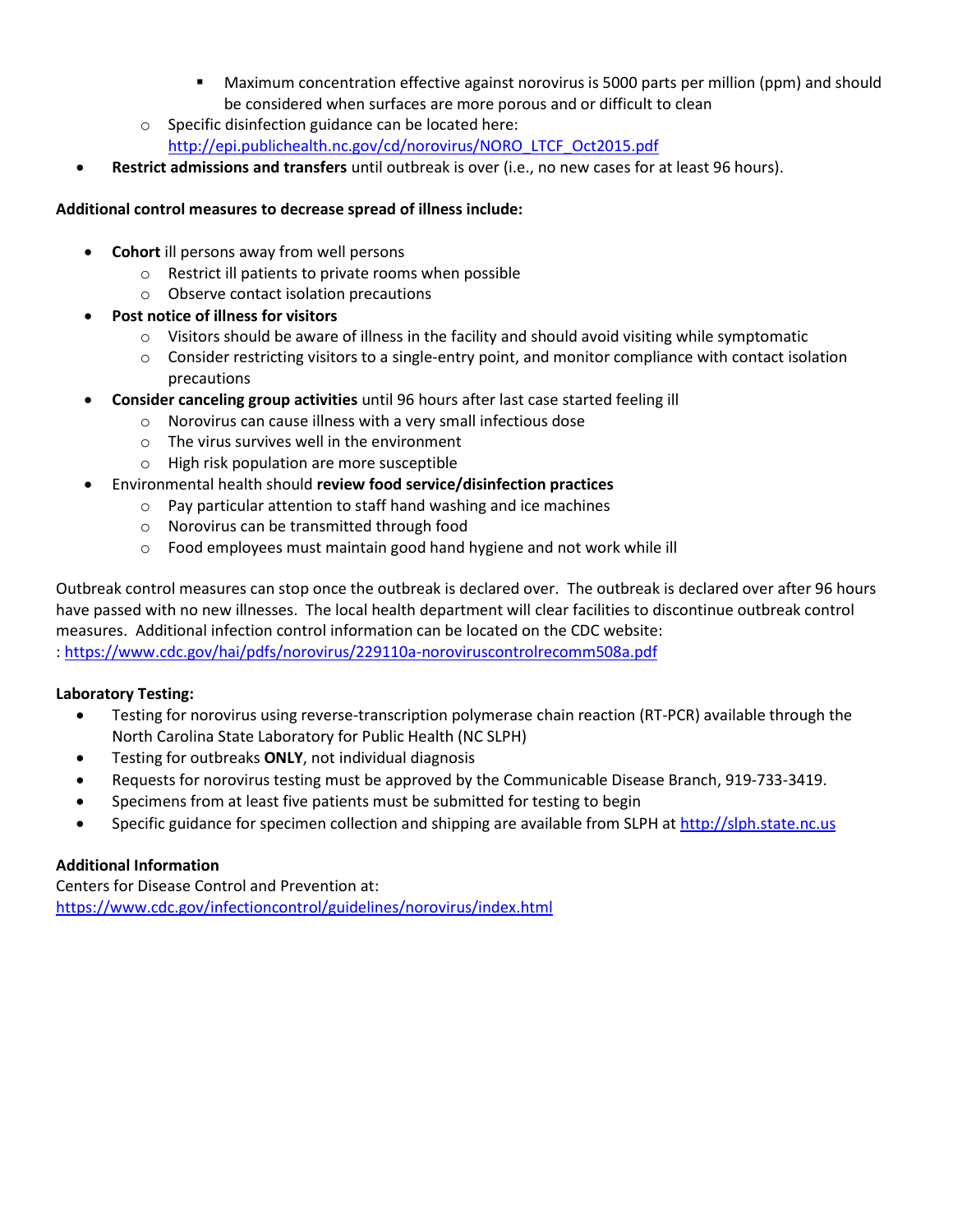- Maximum concentration effective against norovirus is 5000 parts per million (ppm) and should be considered when surfaces are more porous and or difficult to clean
    - Specific disinfection guidance can be located here: http://epi.publichealth.nc.gov/cd/norovirus/NORO_LTCF_Oct2015.pdf
- **Restrict admissions and transfers** until outbreak is over (i.e., no new cases for at least 96 hours).

**Additional control measures to decrease spread of illness include:**

- **Cohort** ill persons away from well persons
    - Restrict ill patients to private rooms when possible
    - Observe contact isolation precautions
- **Post notice of illness for visitors**
    - Visitors should be aware of illness in the facility and should avoid visiting while symptomatic
    - Consider restricting visitors to a single-entry point, and monitor compliance with contact isolation precautions
- **Consider canceling group activities** until 96 hours after last case started feeling ill
    - Norovirus can cause illness with a very small infectious dose
    - The virus survives well in the environment
    - High risk population are more susceptible
- Environmental health should **review food service/disinfection practices**
    - Pay particular attention to staff hand washing and ice machines
    - Norovirus can be transmitted through food
    - Food employees must maintain good hand hygiene and not work while ill

Outbreak control measures can stop once the outbreak is declared over. The outbreak is declared over after 96 hours have passed with no new illnesses. The local health department will clear facilities to discontinue outbreak control measures. Additional infection control information can be located on the CDC website: : https://www.cdc.gov/hai/pdfs/norovirus/229110a-noroviruscontrolrecomm508a.pdf

**Laboratory Testing:**

- Testing for norovirus using reverse-transcription polymerase chain reaction (RT-PCR) available through the North Carolina State Laboratory for Public Health (NC SLPH)
- Testing for outbreaks **ONLY**, not individual diagnosis
- Requests for norovirus testing must be approved by the Communicable Disease Branch, 919-733-3419.
- Specimens from at least five patients must be submitted for testing to begin
- Specific guidance for specimen collection and shipping are available from SLPH at http://slph.state.nc.us

**Additional Information**

Centers for Disease Control and Prevention at:
https://www.cdc.gov/infectioncontrol/guidelines/norovirus/index.html